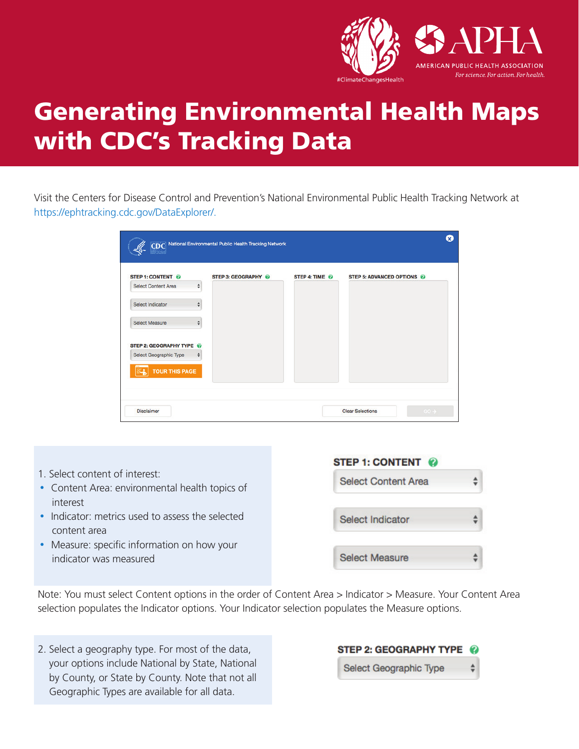# Generating Environmental Health Maps with CDC's Tracking Data

Visit the Centers for Disease Control and Prevention's National Environmental Public Health Tracking Network at https://ephtracking.cdc.gov/DataExplorer/.

1. Select content of interest:
   - Content Area: environmental health topics of interest
   - Indicator: metrics used to assess the selected content area
   - Measure: specific information on how your indicator was measured

Note: You must select Content options in the order of Content Area > Indicator > Measure. Your Content Area selection populates the Indicator options. Your Indicator selection populates the Measure options.

2. Select a geography type. For most of the data, your options include National by State, National by County, or State by County. Note that not all Geographic Types are available for all data.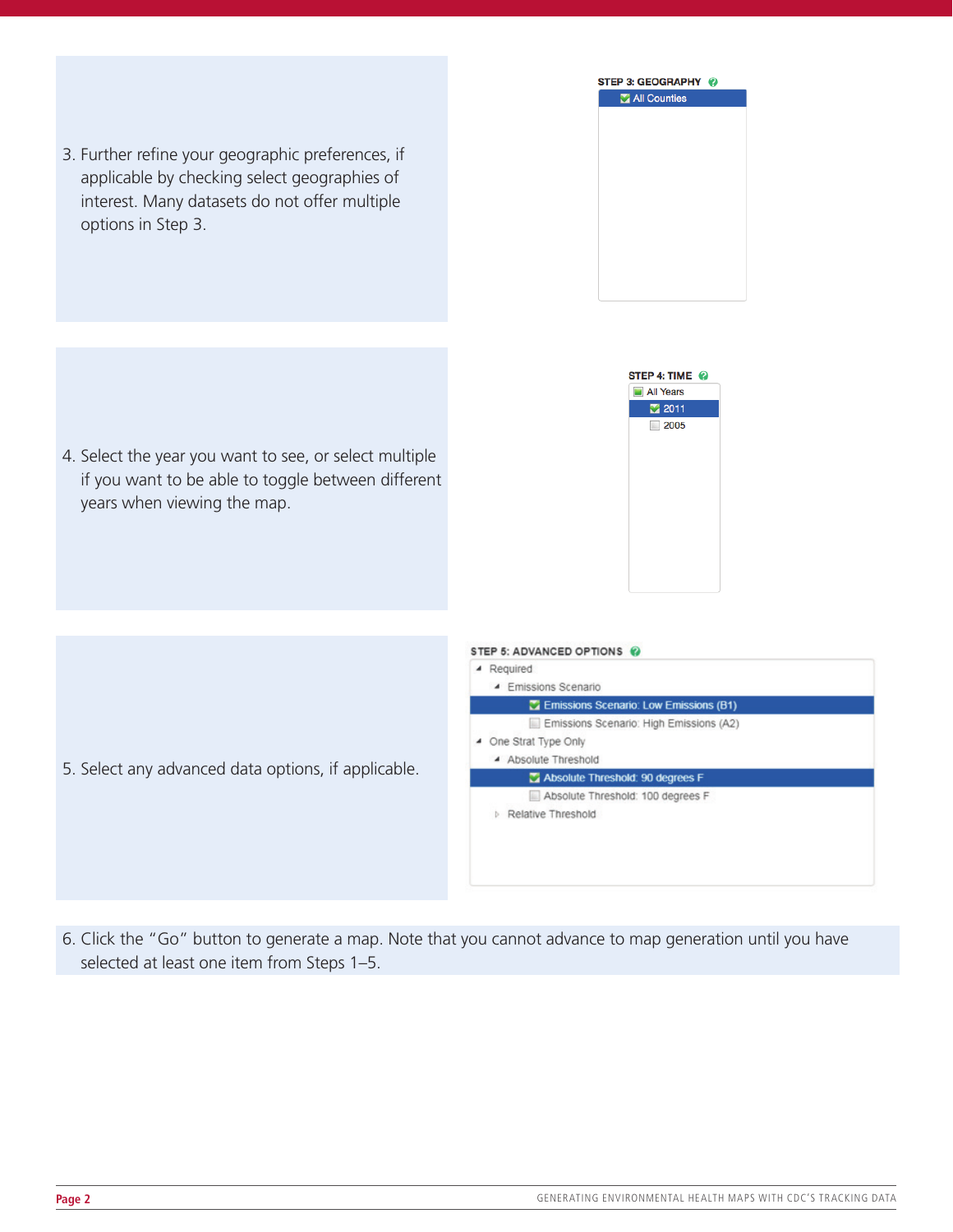3. Further refine your geographic preferences, if applicable by checking select geographies of interest. Many datasets do not offer multiple options in Step 3.

STEP 3: GEOGRAPHY

- All Counties

4. Select the year you want to see, or select multiple if you want to be able to toggle between different years when viewing the map.

STEP 4: TIME

- All Years
  - 2011
  - 2005

5. Select any advanced data options, if applicable.

STEP 5: ADVANCED OPTIONS

- Required
  - Emissions Scenario
    - Emissions Scenario: Low Emissions (B1)
    - Emissions Scenario: High Emissions (A2)
- One Strat Type Only
  - Absolute Threshold
    - Absolute Threshold: 90 degrees F
    - Absolute Threshold: 100 degrees F
  - Relative Threshold

6. Click the "Go" button to generate a map. Note that you cannot advance to map generation until you have selected at least one item from Steps 1–5.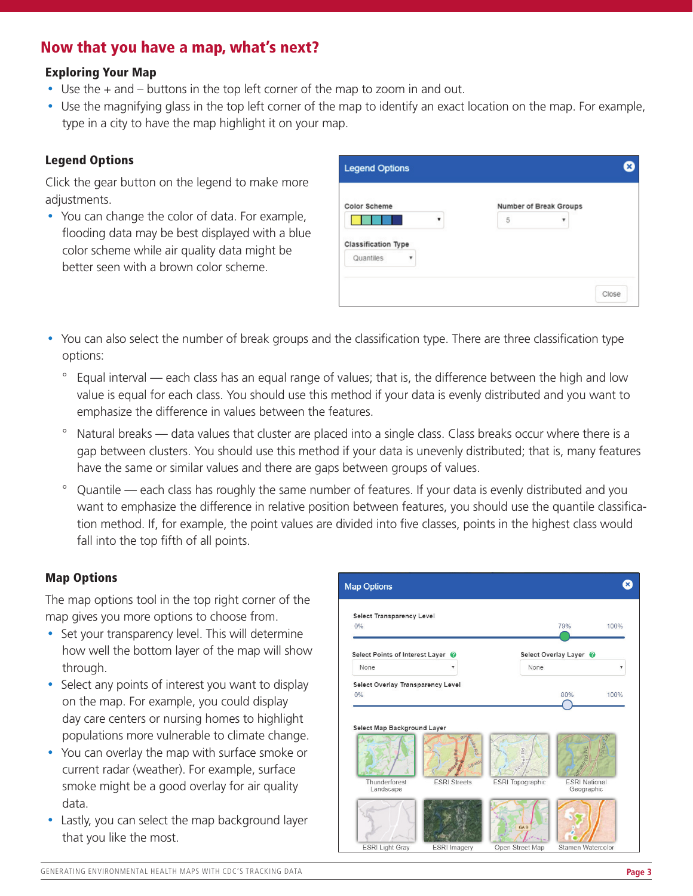## Now that you have a map, what's next?

### Exploring Your Map

- Use the + and – buttons in the top left corner of the map to zoom in and out.
- Use the magnifying glass in the top left corner of the map to identify an exact location on the map. For example, type in a city to have the map highlight it on your map.

### Legend Options

Click the gear button on the legend to make more adjustments.

- You can change the color of data. For example, flooding data may be best displayed with a blue color scheme while air quality data might be better seen with a brown color scheme.
- You can also select the number of break groups and the classification type. There are three classification type options:
  - Equal interval — each class has an equal range of values; that is, the difference between the high and low value is equal for each class. You should use this method if your data is evenly distributed and you want to emphasize the difference in values between the features.
  - Natural breaks — data values that cluster are placed into a single class. Class breaks occur where there is a gap between clusters. You should use this method if your data is unevenly distributed; that is, many features have the same or similar values and there are gaps between groups of values.
  - Quantile — each class has roughly the same number of features. If your data is evenly distributed and you want to emphasize the difference in relative position between features, you should use the quantile classification method. If, for example, the point values are divided into five classes, points in the highest class would fall into the top fifth of all points.

### Map Options

The map options tool in the top right corner of the map gives you more options to choose from.

- Set your transparency level. This will determine how well the bottom layer of the map will show through.
- Select any points of interest you want to display on the map. For example, you could display day care centers or nursing homes to highlight populations more vulnerable to climate change.
- You can overlay the map with surface smoke or current radar (weather). For example, surface smoke might be a good overlay for air quality data.
- Lastly, you can select the map background layer that you like the most.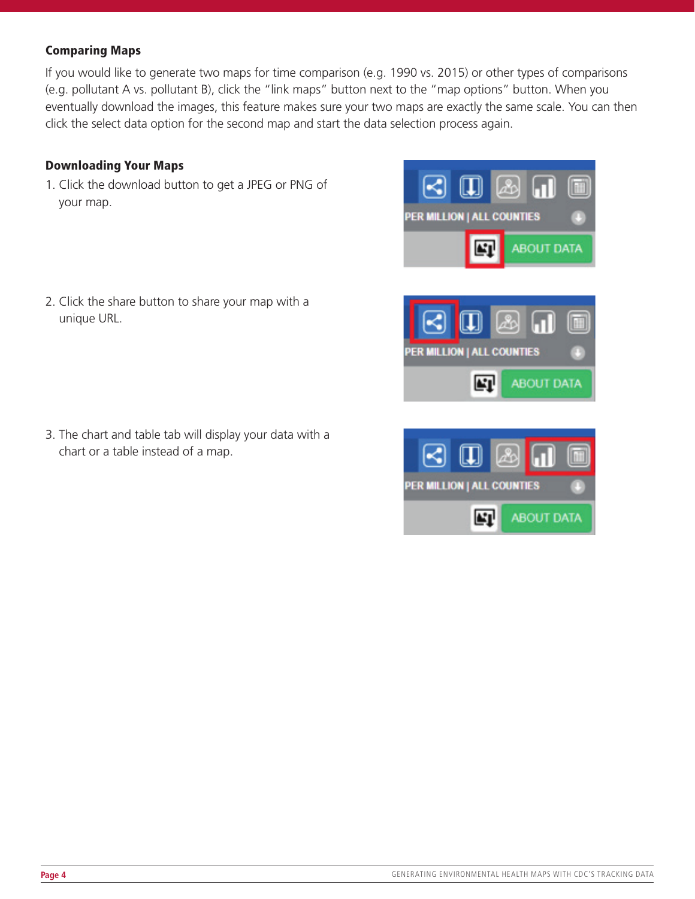**Comparing Maps**

If you would like to generate two maps for time comparison (e.g. 1990 vs. 2015) or other types of comparisons (e.g. pollutant A vs. pollutant B), click the “link maps” button next to the “map options” button. When you eventually download the images, this feature makes sure your two maps are exactly the same scale. You can then click the select data option for the second map and start the data selection process again.

**Downloading Your Maps**

1. Click the download button to get a JPEG or PNG of your map.

2. Click the share button to share your map with a unique URL.

3. The chart and table tab will display your data with a chart or a table instead of a map.